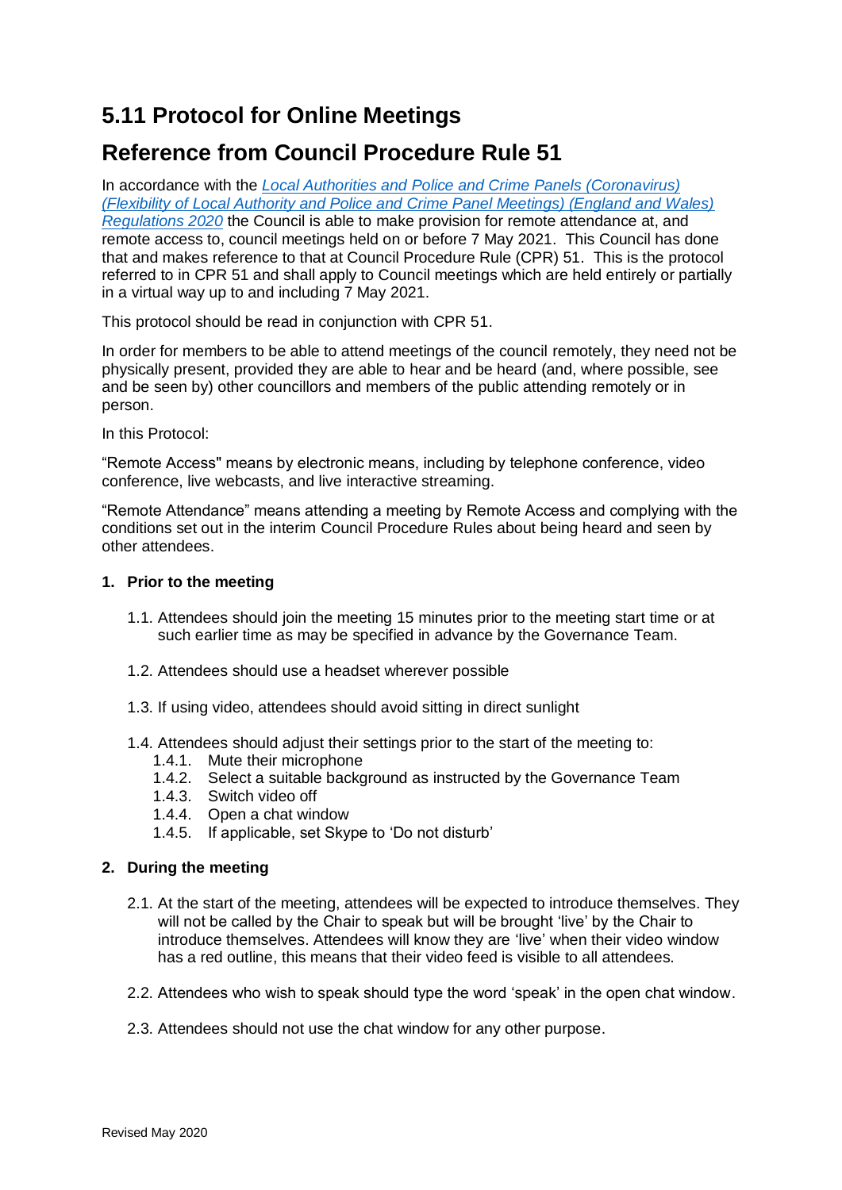# 5.11 Protocol for Online Meetings

# Reference from Council Procedure Rule 51

In accordance with the *[Local Authorities and Police and Crime Panels (Coronavirus) (Flexibility of Local Authority and Police and Crime Panel Meetings) (England and Wales) Regulations 2020]* the Council is able to make provision for remote attendance at, and remote access to, council meetings held on or before 7 May 2021. This Council has done that and makes reference to that at Council Procedure Rule (CPR) 51. This is the protocol referred to in CPR 51 and shall apply to Council meetings which are held entirely or partially in a virtual way up to and including 7 May 2021.

This protocol should be read in conjunction with CPR 51.

In order for members to be able to attend meetings of the council remotely, they need not be physically present, provided they are able to hear and be heard (and, where possible, see and be seen by) other councillors and members of the public attending remotely or in person.

In this Protocol:

"Remote Access" means by electronic means, including by telephone conference, video conference, live webcasts, and live interactive streaming.

"Remote Attendance" means attending a meeting by Remote Access and complying with the conditions set out in the interim Council Procedure Rules about being heard and seen by other attendees.

**1. Prior to the meeting**

1.1. Attendees should join the meeting 15 minutes prior to the meeting start time or at such earlier time as may be specified in advance by the Governance Team.

1.2. Attendees should use a headset wherever possible

1.3. If using video, attendees should avoid sitting in direct sunlight

1.4. Attendees should adjust their settings prior to the start of the meeting to:

- 1.4.1. Mute their microphone
- 1.4.2. Select a suitable background as instructed by the Governance Team
- 1.4.3. Switch video off
- 1.4.4. Open a chat window
- 1.4.5. If applicable, set Skype to 'Do not disturb'

**2. During the meeting**

2.1. At the start of the meeting, attendees will be expected to introduce themselves. They will not be called by the Chair to speak but will be brought 'live' by the Chair to introduce themselves. Attendees will know they are 'live' when their video window has a red outline, this means that their video feed is visible to all attendees.

2.2. Attendees who wish to speak should type the word 'speak' in the open chat window.

2.3. Attendees should not use the chat window for any other purpose.

Revised May 2020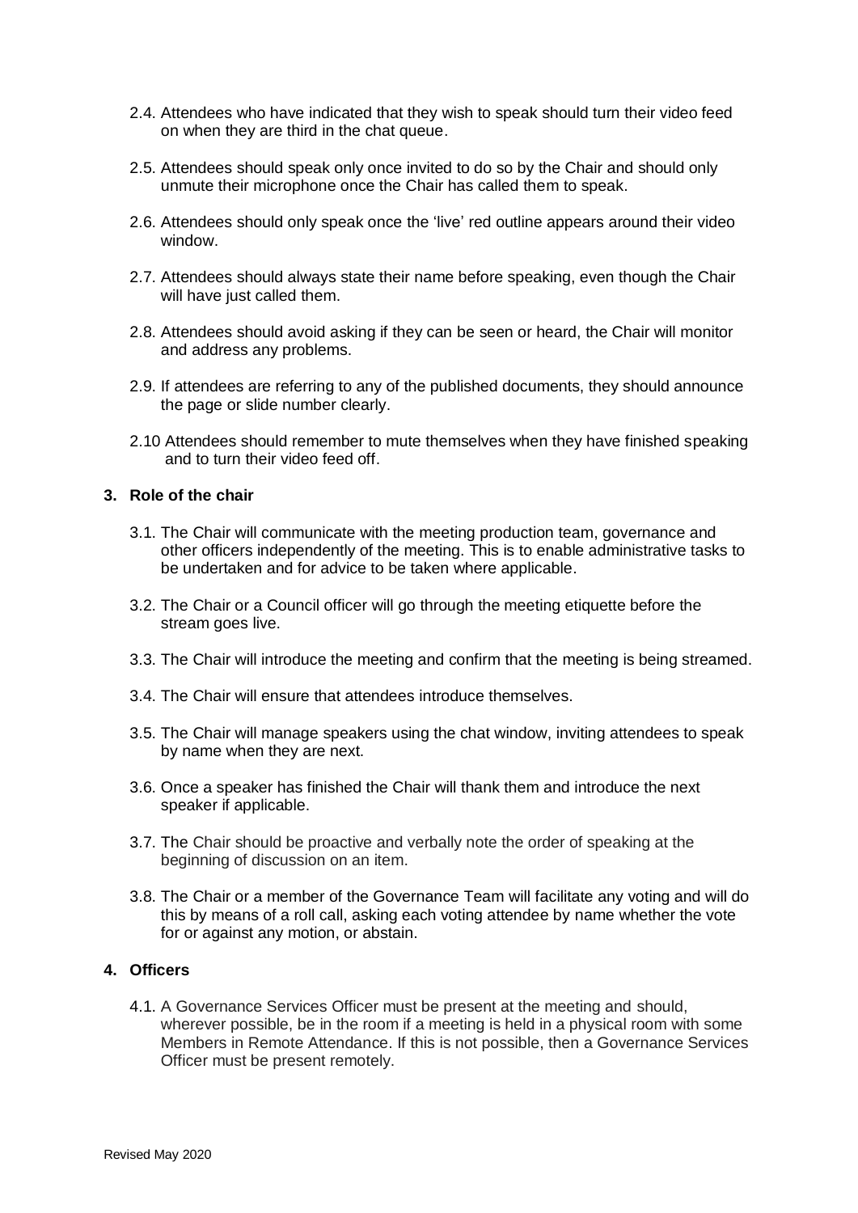2.4. Attendees who have indicated that they wish to speak should turn their video feed on when they are third in the chat queue.

2.5. Attendees should speak only once invited to do so by the Chair and should only unmute their microphone once the Chair has called them to speak.

2.6. Attendees should only speak once the 'live' red outline appears around their video window.

2.7. Attendees should always state their name before speaking, even though the Chair will have just called them.

2.8. Attendees should avoid asking if they can be seen or heard, the Chair will monitor and address any problems.

2.9. If attendees are referring to any of the published documents, they should announce the page or slide number clearly.

2.10 Attendees should remember to mute themselves when they have finished speaking and to turn their video feed off.

**3. Role of the chair**

3.1. The Chair will communicate with the meeting production team, governance and other officers independently of the meeting. This is to enable administrative tasks to be undertaken and for advice to be taken where applicable.

3.2. The Chair or a Council officer will go through the meeting etiquette before the stream goes live.

3.3. The Chair will introduce the meeting and confirm that the meeting is being streamed.

3.4. The Chair will ensure that attendees introduce themselves.

3.5. The Chair will manage speakers using the chat window, inviting attendees to speak by name when they are next.

3.6. Once a speaker has finished the Chair will thank them and introduce the next speaker if applicable.

3.7. The Chair should be proactive and verbally note the order of speaking at the beginning of discussion on an item.

3.8. The Chair or a member of the Governance Team will facilitate any voting and will do this by means of a roll call, asking each voting attendee by name whether the vote for or against any motion, or abstain.

**4. Officers**

4.1. A Governance Services Officer must be present at the meeting and should, wherever possible, be in the room if a meeting is held in a physical room with some Members in Remote Attendance. If this is not possible, then a Governance Services Officer must be present remotely.

Revised May 2020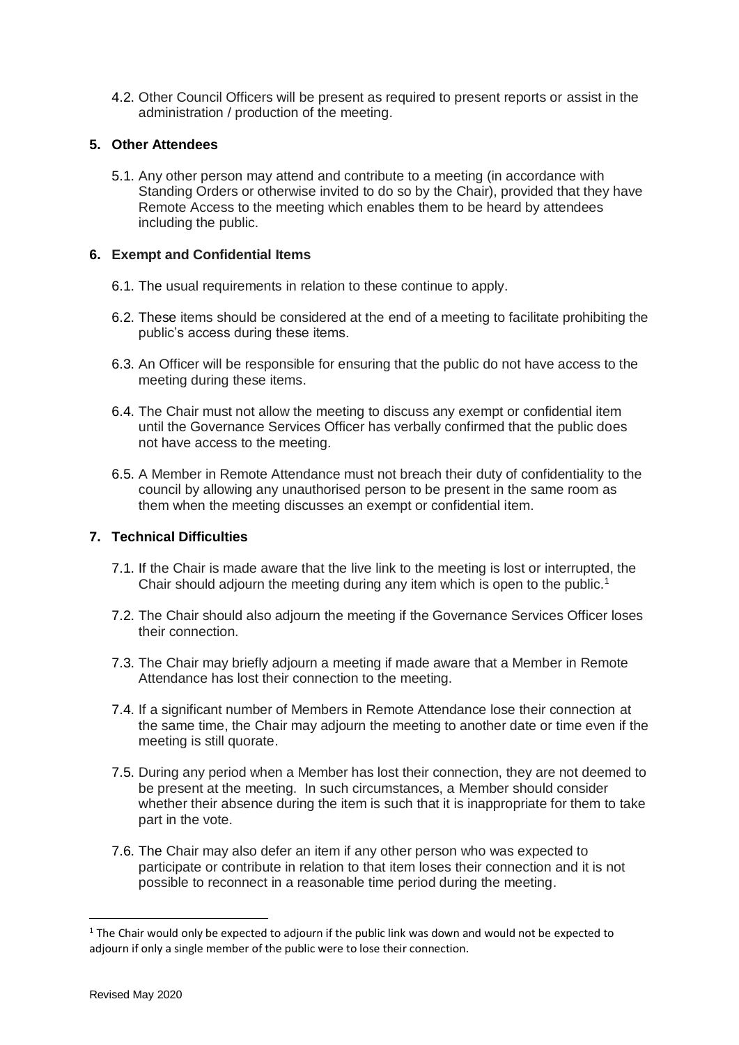4.2. Other Council Officers will be present as required to present reports or assist in the administration / production of the meeting.

## 5. Other Attendees

5.1. Any other person may attend and contribute to a meeting (in accordance with Standing Orders or otherwise invited to do so by the Chair), provided that they have Remote Access to the meeting which enables them to be heard by attendees including the public.

## 6. Exempt and Confidential Items

6.1. The usual requirements in relation to these continue to apply.

6.2. These items should be considered at the end of a meeting to facilitate prohibiting the public's access during these items.

6.3. An Officer will be responsible for ensuring that the public do not have access to the meeting during these items.

6.4. The Chair must not allow the meeting to discuss any exempt or confidential item until the Governance Services Officer has verbally confirmed that the public does not have access to the meeting.

6.5. A Member in Remote Attendance must not breach their duty of confidentiality to the council by allowing any unauthorised person to be present in the same room as them when the meeting discusses an exempt or confidential item.

## 7. Technical Difficulties

7.1. If the Chair is made aware that the live link to the meeting is lost or interrupted, the Chair should adjourn the meeting during any item which is open to the public.[1]

7.2. The Chair should also adjourn the meeting if the Governance Services Officer loses their connection.

7.3. The Chair may briefly adjourn a meeting if made aware that a Member in Remote Attendance has lost their connection to the meeting.

7.4. If a significant number of Members in Remote Attendance lose their connection at the same time, the Chair may adjourn the meeting to another date or time even if the meeting is still quorate.

7.5. During any period when a Member has lost their connection, they are not deemed to be present at the meeting. In such circumstances, a Member should consider whether their absence during the item is such that it is inappropriate for them to take part in the vote.

7.6. The Chair may also defer an item if any other person who was expected to participate or contribute in relation to that item loses their connection and it is not possible to reconnect in a reasonable time period during the meeting.

---

[1] The Chair would only be expected to adjourn if the public link was down and would not be expected to adjourn if only a single member of the public were to lose their connection.

Revised May 2020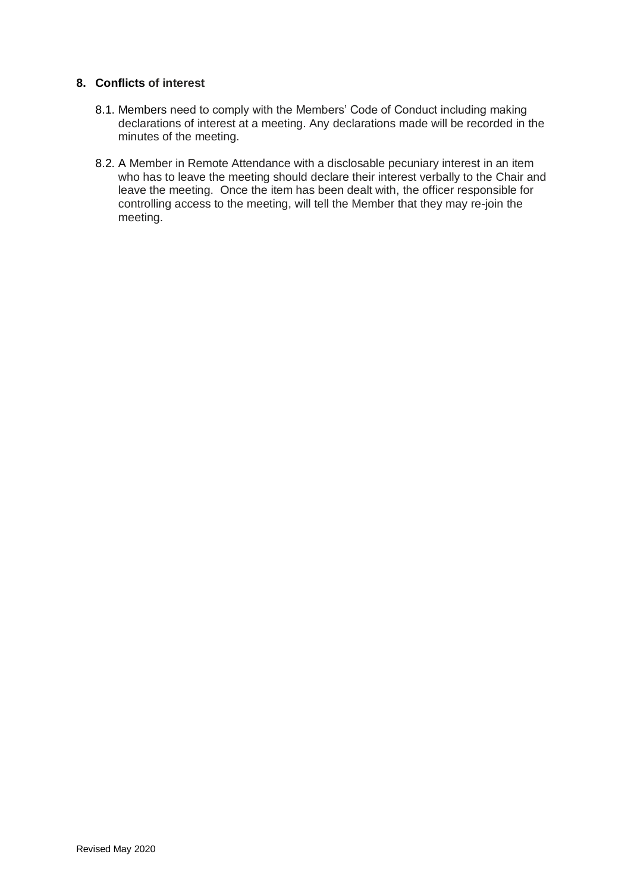## 8. Conflicts of interest

8.1. Members need to comply with the Members' Code of Conduct including making declarations of interest at a meeting. Any declarations made will be recorded in the minutes of the meeting.

8.2. A Member in Remote Attendance with a disclosable pecuniary interest in an item who has to leave the meeting should declare their interest verbally to the Chair and leave the meeting. Once the item has been dealt with, the officer responsible for controlling access to the meeting, will tell the Member that they may re-join the meeting.

Revised May 2020